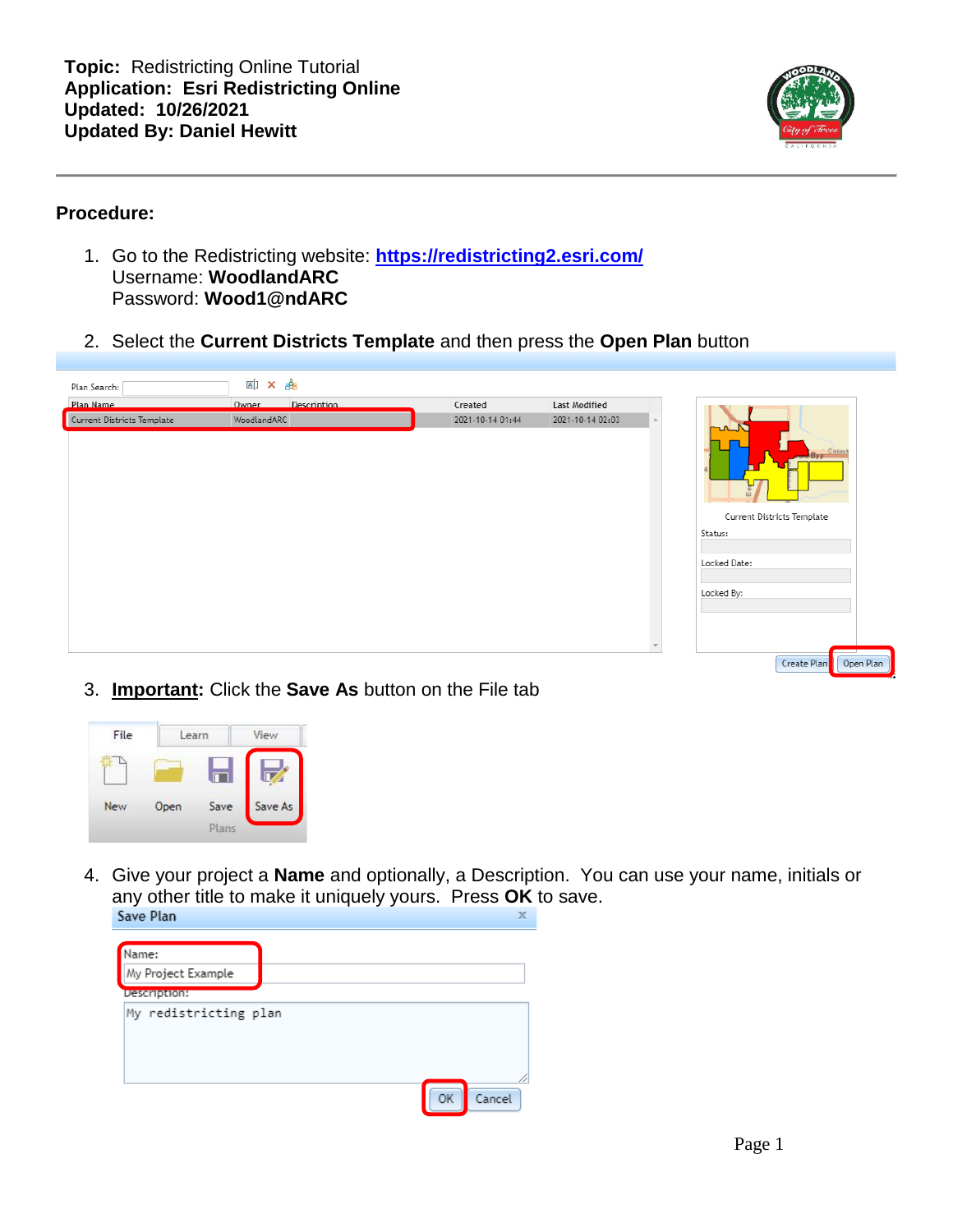**Topic:** Redistricting Online Tutorial
**Application: Esri Redistricting Online**
**Updated: 10/26/2021**
**Updated By: Daniel Hewitt**

**Procedure:**

1. Go to the Redistricting website: **[https://redistricting2.esri.com/](https://redistricting2.esri.com/)**
   Username: **WoodlandARC**
   Password: **Wood1@ndARC**

2. Select the **Current Districts Template** and then press the **Open Plan** button

3. **Important:** Click the **Save As** button on the File tab

4. Give your project a **Name** and optionally, a Description. You can use your name, initials or any other title to make it uniquely yours. Press **OK** to save.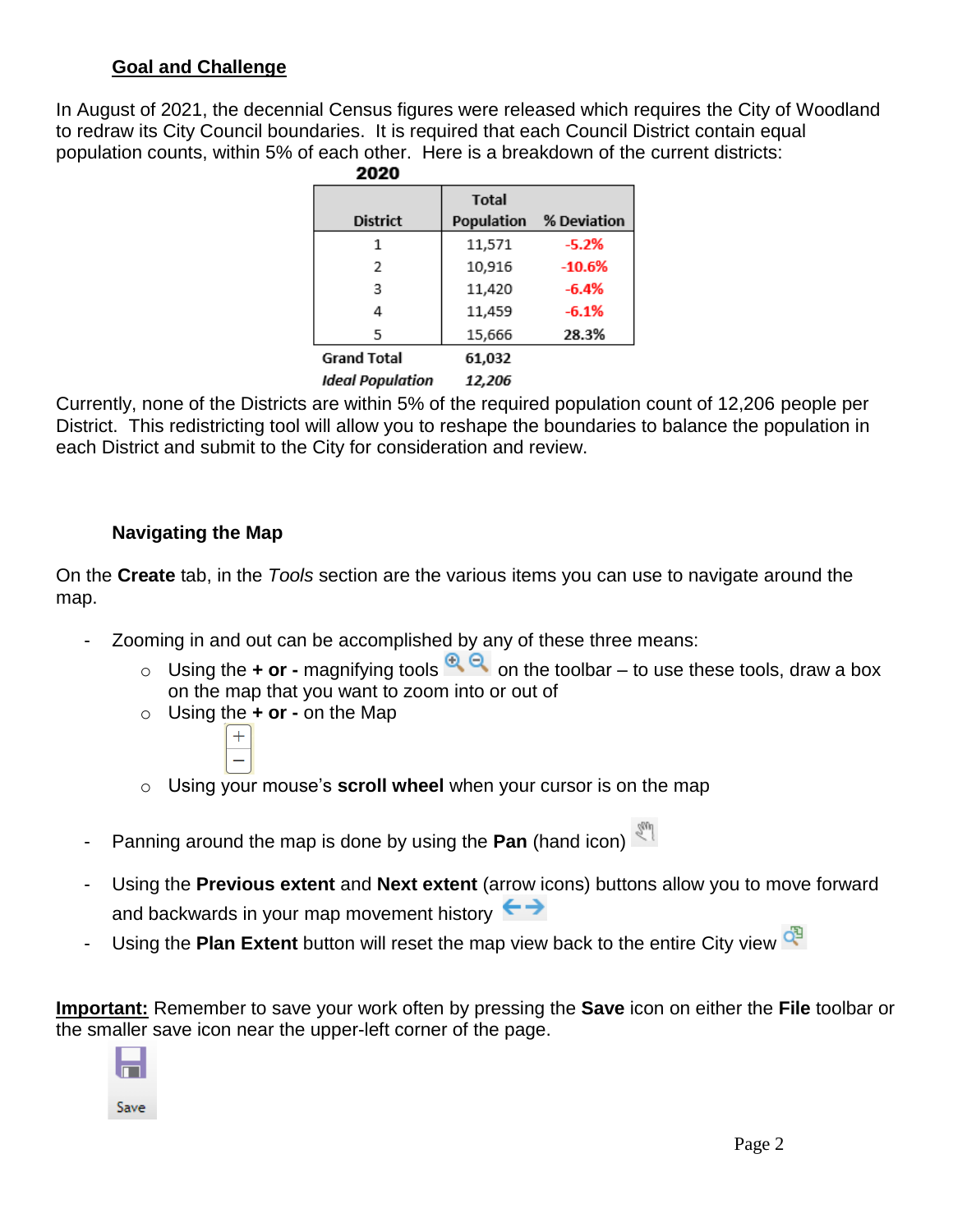## Goal and Challenge

In August of 2021, the decennial Census figures were released which requires the City of Woodland to redraw its City Council boundaries. It is required that each Council District contain equal population counts, within 5% of each other. Here is a breakdown of the current districts:

**2020**

| District | Total Population | % Deviation |
|---|---|---|
| 1 | 11,571 | -5.2% |
| 2 | 10,916 | -10.6% |
| 3 | 11,420 | -6.4% |
| 4 | 11,459 | -6.1% |
| 5 | 15,666 | 28.3% |
| Grand Total | 61,032 | |
| *Ideal Population* | *12,206* | |

Currently, none of the Districts are within 5% of the required population count of 12,206 people per District. This redistricting tool will allow you to reshape the boundaries to balance the population in each District and submit to the City for consideration and review.

### Navigating the Map

On the **Create** tab, in the *Tools* section are the various items you can use to navigate around the map.

- Zooming in and out can be accomplished by any of these three means:
  - Using the **+ or -** magnifying tools on the toolbar – to use these tools, draw a box on the map that you want to zoom into or out of
  - Using the **+ or -** on the Map
  - Using your mouse's **scroll wheel** when your cursor is on the map
- Panning around the map is done by using the **Pan** (hand icon)
- Using the **Previous extent** and **Next extent** (arrow icons) buttons allow you to move forward and backwards in your map movement history
- Using the **Plan Extent** button will reset the map view back to the entire City view

**Important:** Remember to save your work often by pressing the **Save** icon on either the **File** toolbar or the smaller save icon near the upper-left corner of the page.

Save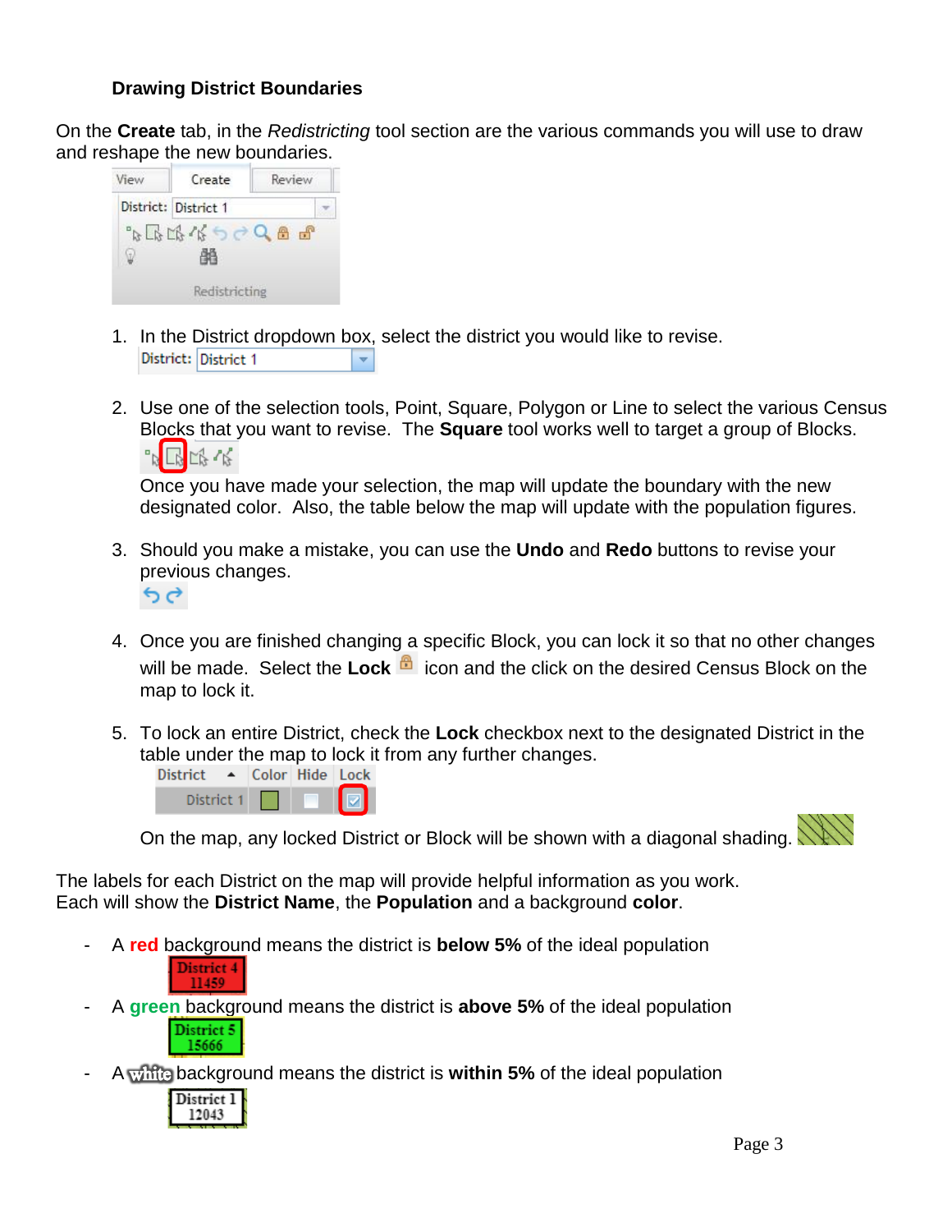### Drawing District Boundaries

On the **Create** tab, in the *Redistricting* tool section are the various commands you will use to draw and reshape the new boundaries.

1. In the District dropdown box, select the district you would like to revise.

2. Use one of the selection tools, Point, Square, Polygon or Line to select the various Census Blocks that you want to revise. The **Square** tool works well to target a group of Blocks.

   Once you have made your selection, the map will update the boundary with the new designated color. Also, the table below the map will update with the population figures.

3. Should you make a mistake, you can use the **Undo** and **Redo** buttons to revise your previous changes.

4. Once you are finished changing a specific Block, you can lock it so that no other changes will be made. Select the **Lock** icon and the click on the desired Census Block on the map to lock it.

5. To lock an entire District, check the **Lock** checkbox next to the designated District in the table under the map to lock it from any further changes.

   On the map, any locked District or Block will be shown with a diagonal shading.

The labels for each District on the map will provide helpful information as you work.
Each will show the **District Name**, the **Population** and a background **color**.

- A **red** background means the district is **below 5%** of the ideal population
- A **green** background means the district is **above 5%** of the ideal population
- A **white** background means the district is **within 5%** of the ideal population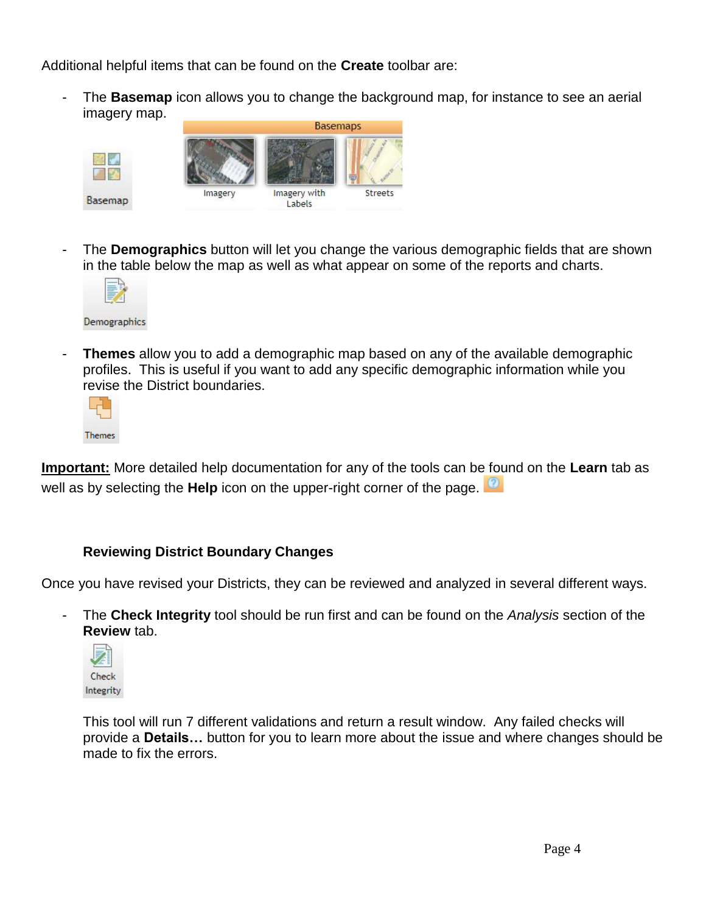Additional helpful items that can be found on the **Create** toolbar are:

- The **Basemap** icon allows you to change the background map, for instance to see an aerial imagery map.

- The **Demographics** button will let you change the various demographic fields that are shown in the table below the map as well as what appear on some of the reports and charts.

- **Themes** allow you to add a demographic map based on any of the available demographic profiles. This is useful if you want to add any specific demographic information while you revise the District boundaries.

**Important:** More detailed help documentation for any of the tools can be found on the **Learn** tab as well as by selecting the **Help** icon on the upper-right corner of the page.

### Reviewing District Boundary Changes

Once you have revised your Districts, they can be reviewed and analyzed in several different ways.

- The **Check Integrity** tool should be run first and can be found on the *Analysis* section of the **Review** tab.

  This tool will run 7 different validations and return a result window. Any failed checks will provide a **Details…** button for you to learn more about the issue and where changes should be made to fix the errors.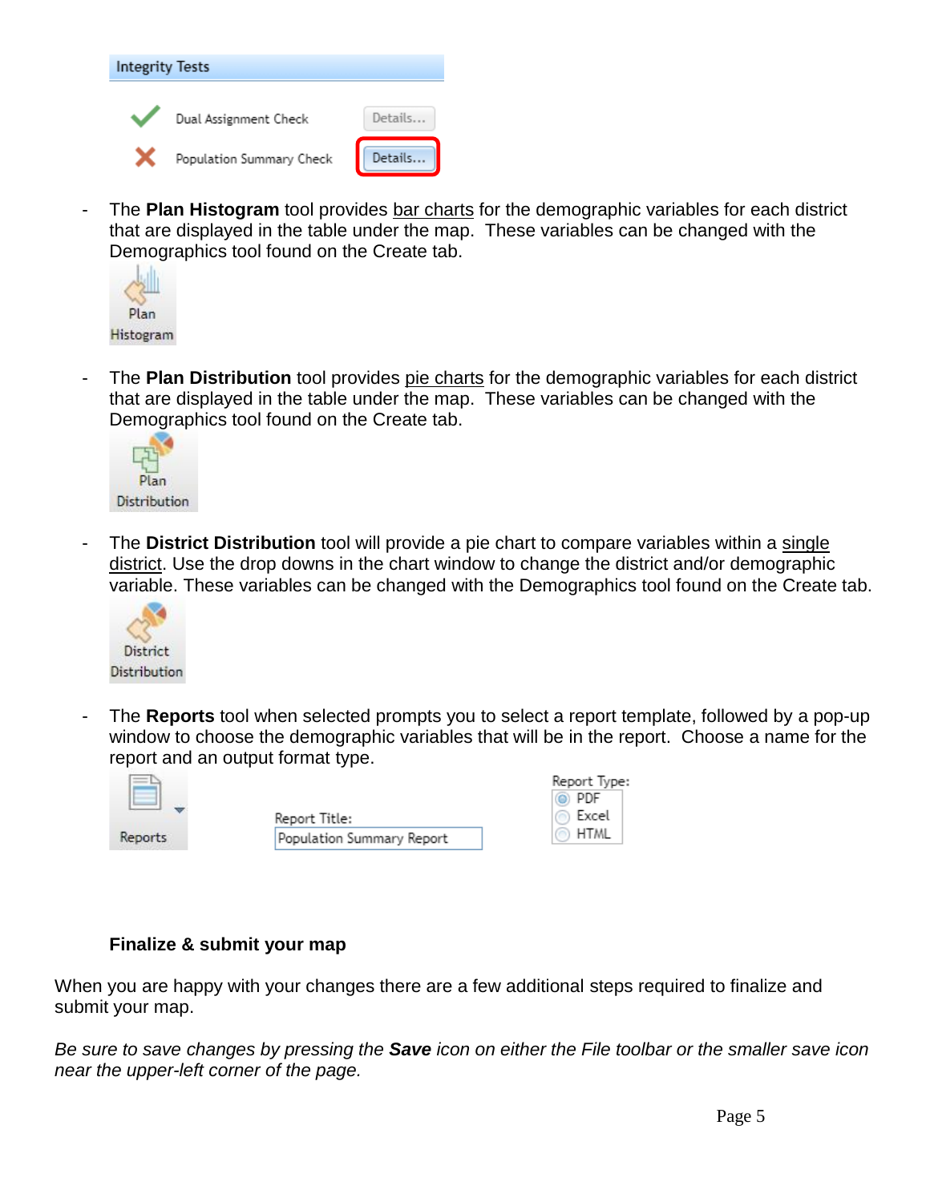- The **Plan Histogram** tool provides bar charts for the demographic variables for each district that are displayed in the table under the map. These variables can be changed with the Demographics tool found on the Create tab.

- The **Plan Distribution** tool provides pie charts for the demographic variables for each district that are displayed in the table under the map. These variables can be changed with the Demographics tool found on the Create tab.

- The **District Distribution** tool will provide a pie chart to compare variables within a single district. Use the drop downs in the chart window to change the district and/or demographic variable. These variables can be changed with the Demographics tool found on the Create tab.

- The **Reports** tool when selected prompts you to select a report template, followed by a pop-up window to choose the demographic variables that will be in the report. Choose a name for the report and an output format type.

### Finalize & submit your map

When you are happy with your changes there are a few additional steps required to finalize and submit your map.

*Be sure to save changes by pressing the **Save** icon on either the File toolbar or the smaller save icon near the upper-left corner of the page.*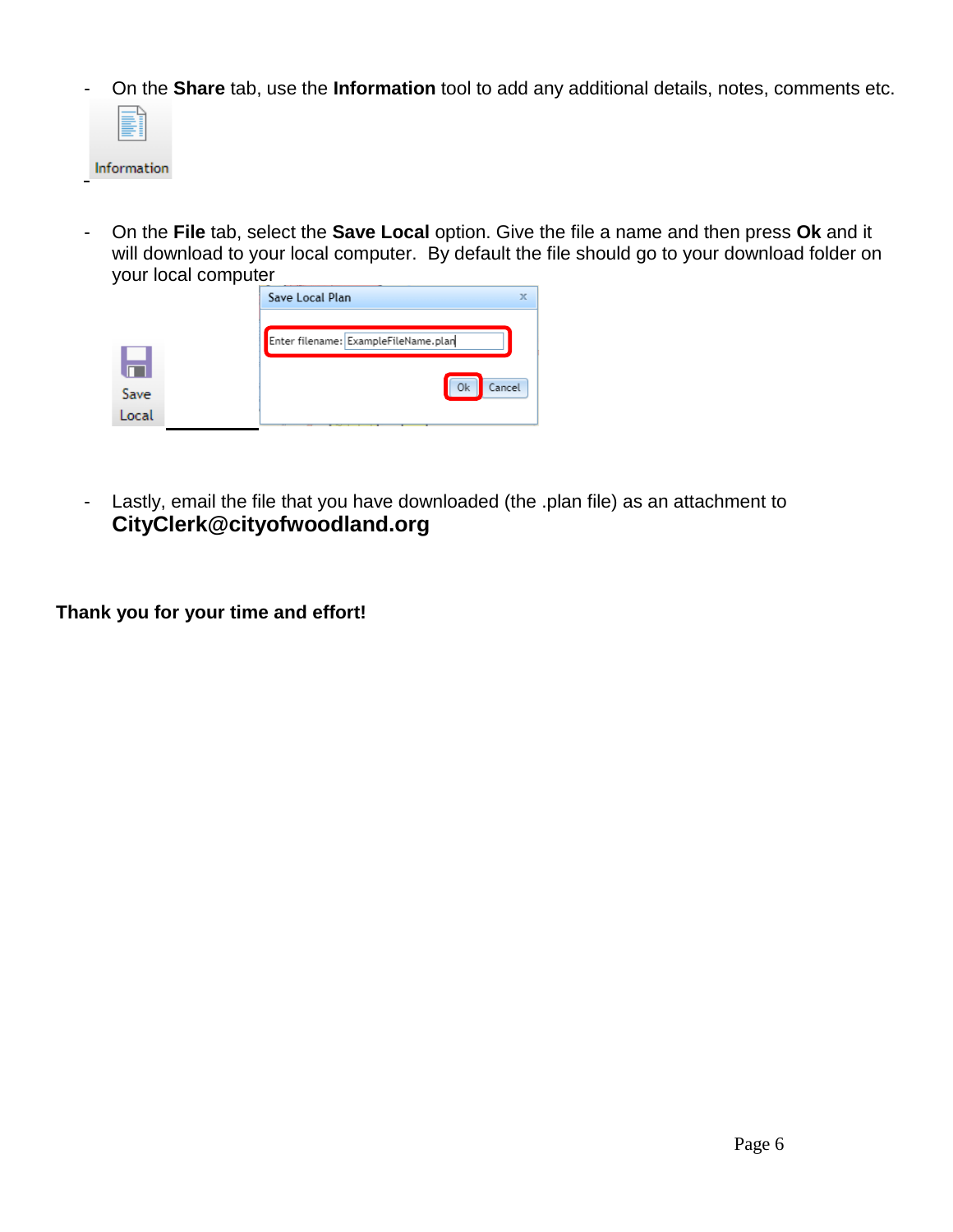- On the **Share** tab, use the **Information** tool to add any additional details, notes, comments etc.

- On the **File** tab, select the **Save Local** option. Give the file a name and then press **Ok** and it will download to your local computer. By default the file should go to your download folder on your local computer

- Lastly, email the file that you have downloaded (the .plan file) as an attachment to **CityClerk@cityofwoodland.org**

**Thank you for your time and effort!**